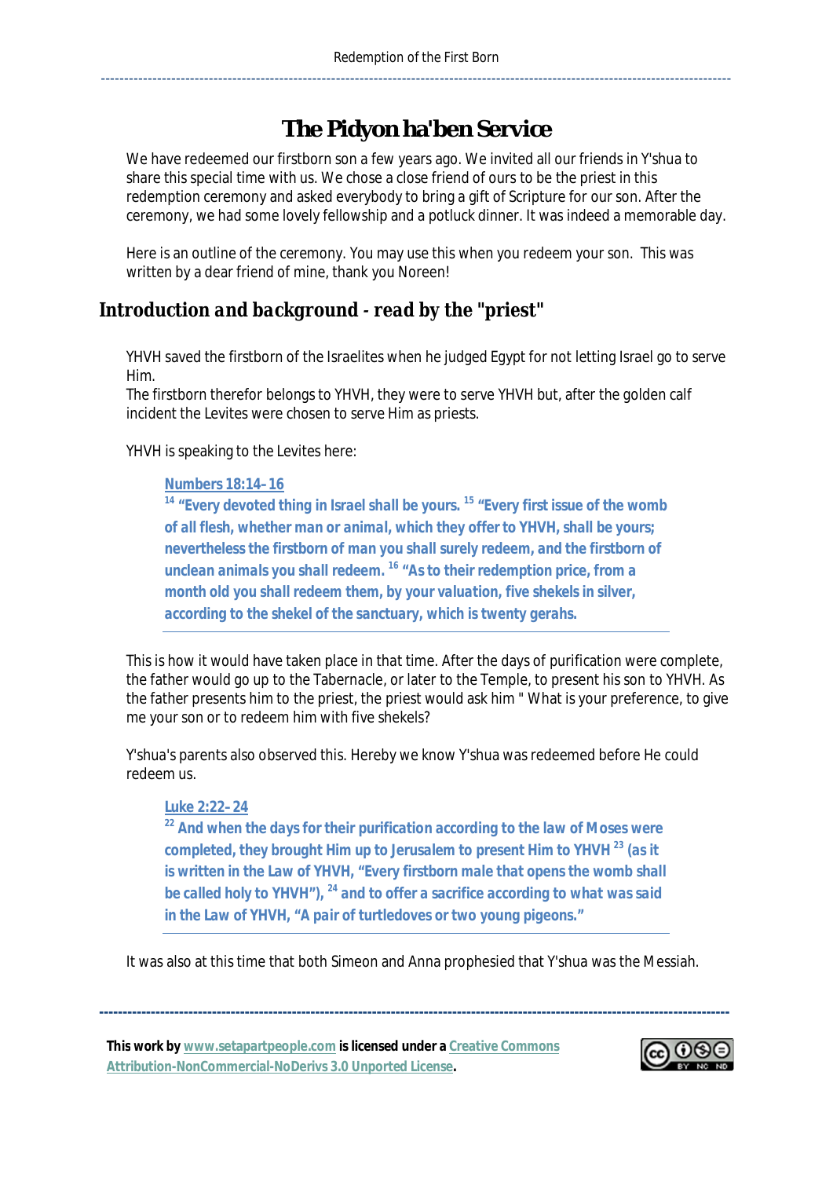# The Pidyon ha'ben Service

We have redeemed our firstborn son a few years ago. We invited all our friends in Y'shua to share this special time with us. We chose a close friend of ours to be the priest in this redemption ceremony and asked everybody to bring a gift of Scripture for our son. After the ceremony, we had some lovely fellowship and a potluck dinner. It was indeed a memorable day.

Here is an outline of the ceremony. You may use this when you redeem your son. This was written by a dear friend of mine, thank you Noreen!

## Introduction and background - read by the "priest"

YHVH saved the firstborn of the Israelites when he judged Egypt for not letting Israel go to serve Him.
The firstborn therefor belongs to YHVH, they were to serve YHVH but, after the golden calf incident the Levites were chosen to serve Him as priests.

YHVH is speaking to the Levites here:

> **Numbers 18:14–16**
> **[14] "Every devoted thing in Israel shall be yours. [15] "Every first issue of the womb of all flesh, whether man or animal, which they offer to YHVH, shall be yours; nevertheless the firstborn of man you shall surely redeem, and the firstborn of unclean animals you shall redeem. [16] "As to their redemption price, from a month old you shall redeem them, by your valuation, five shekels in silver, according to the shekel of the sanctuary, which is twenty gerahs.**

This is how it would have taken place in that time. After the days of purification were complete, the father would go up to the Tabernacle, or later to the Temple, to present his son to YHVH. As the father presents him to the priest, the priest would ask him " What is your preference, to give me your son or to redeem him with five shekels?

Y'shua's parents also observed this. Hereby we know Y'shua was redeemed before He could redeem us.

> **Luke 2:22–24**
> **[22] And when the days for their purification according to the law of Moses were completed, they brought Him up to Jerusalem to present Him to YHVH [23] (as it is written in the Law of YHVH, "Every firstborn male that opens the womb shall be called holy to YHVH"), [24] and to offer a sacrifice according to what was said in the Law of YHVH, "A pair of turtledoves or two young pigeons."**

It was also at this time that both Simeon and Anna prophesied that Y'shua was the Messiah.

**This work by www.setapartpeople.com is licensed under a Creative Commons Attribution-NonCommercial-NoDerivs 3.0 Unported License.**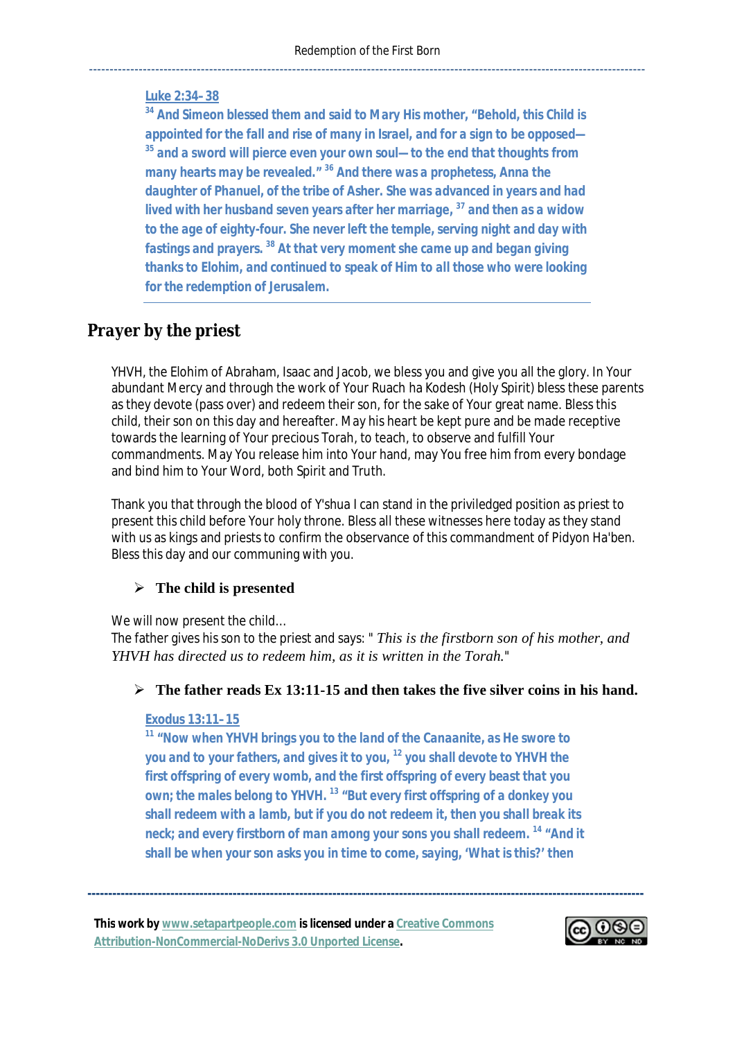**Luke 2:34–38**

**[34] And Simeon blessed them and said to Mary His mother, "Behold, this Child is appointed for the fall and rise of many in Israel, and for a sign to be opposed— [35] and a sword will pierce even your own soul— to the end that thoughts from many hearts may be revealed." [36] And there was a prophetess, Anna the daughter of Phanuel, of the tribe of Asher. She was advanced in years and had lived with her husband seven years after her marriage, [37] and then as a widow to the age of eighty-four. She never left the temple, serving night and day with fastings and prayers. [38] At that very moment she came up and began giving thanks to Elohim, and continued to speak of Him to all those who were looking for the redemption of Jerusalem.**

## Prayer by the priest

YHVH, the Elohim of Abraham, Isaac and Jacob, we bless you and give you all the glory. In Your abundant Mercy and through the work of Your Ruach ha Kodesh (Holy Spirit) bless these parents as they devote (pass over) and redeem their son, for the sake of Your great name. Bless this child, their son on this day and hereafter. May his heart be kept pure and be made receptive towards the learning of Your precious Torah, to teach, to observe and fulfill Your commandments. May You release him into Your hand, may You free him from every bondage and bind him to Your Word, both Spirit and Truth.

Thank you that through the blood of Y'shua I can stand in the priviledged position as priest to present this child before Your holy throne. Bless all these witnesses here today as they stand with us as kings and priests to confirm the observance of this commandment of Pidyon Ha'ben. Bless this day and our communing with you.

- **The child is presented**

We will now present the child...
The father gives his son to the priest and says: " *This is the firstborn son of his mother, and YHVH has directed us to redeem him, as it is written in the Torah.*"

- **The father reads Ex 13:11-15 and then takes the five silver coins in his hand.**

**Exodus 13:11–15**

**[11] "Now when YHVH brings you to the land of the Canaanite, as He swore to you and to your fathers, and gives it to you, [12] you shall devote to YHVH the first offspring of every womb, and the first offspring of every beast that you own; the males belong to YHVH. [13] "But every first offspring of a donkey you shall redeem with a lamb, but if you do not redeem it, then you shall break its neck; and every firstborn of man among your sons you shall redeem. [14] "And it shall be when your son asks you in time to come, saying, 'What is this?' then**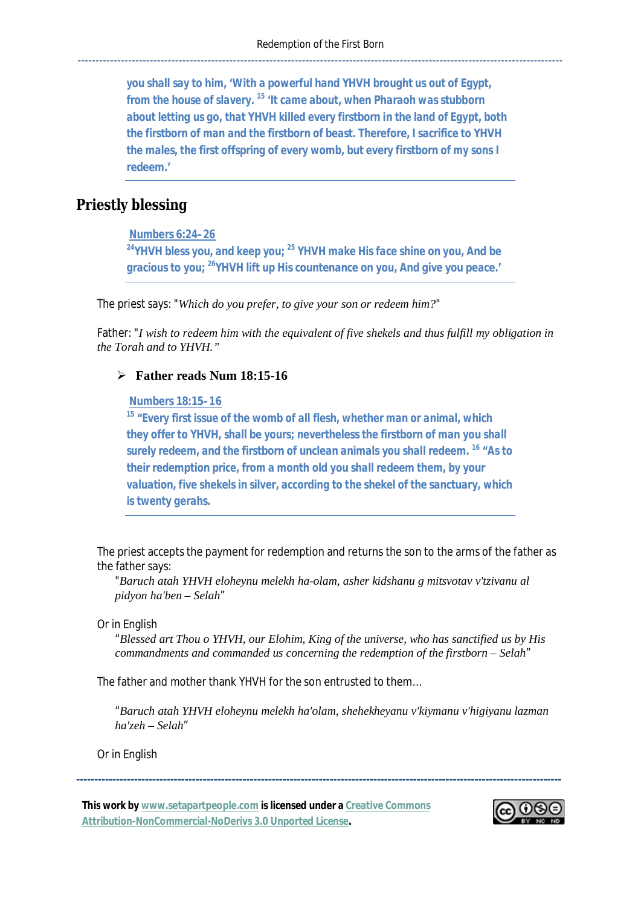you shall say to him, 'With a powerful hand YHVH brought us out of Egypt, from the house of slavery. [15] 'It came about, when Pharaoh was stubborn about letting us go, that YHVH killed every firstborn in the land of Egypt, both the firstborn of man and the firstborn of beast. Therefore, I sacrifice to YHVH the males, the first offspring of every womb, but every firstborn of my sons I redeem.'

## Priestly blessing

**Numbers 6:24-26**
[24]YHVH bless you, and keep you; [25] YHVH make His face shine on you, And be gracious to you; [26]YHVH lift up His countenance on you, And give you peace.'

The priest says: "*Which do you prefer, to give your son or redeem him?*"

Father: "*I wish to redeem him with the equivalent of five shekels and thus fulfill my obligation in the Torah and to YHVH."*

- **Father reads Num 18:15-16**

**Numbers 18:15-16**
[15] "Every first issue of the womb of all flesh, whether man or animal, which they offer to YHVH, shall be yours; nevertheless the firstborn of man you shall surely redeem, and the firstborn of unclean animals you shall redeem. [16] "As to their redemption price, from a month old you shall redeem them, by your valuation, five shekels in silver, according to the shekel of the sanctuary, which is twenty gerahs.

The priest accepts the payment for redemption and returns the son to the arms of the father as the father says:

"*Baruch atah YHVH eloheynu melekh ha-olam, asher kidshanu g mitsvotav v'tzivanu al pidyon ha'ben – Selah*"

Or in English

"*Blessed art Thou o YHVH, our Elohim, King of the universe, who has sanctified us by His commandments and commanded us concerning the redemption of the firstborn – Selah*"

The father and mother thank YHVH for the son entrusted to them...

"*Baruch atah YHVH eloheynu melekh ha'olam, shehekheyanu v'kiymanu v'higiyanu lazman ha'zeh – Selah*"

Or in English

**This work by www.setapartpeople.com is licensed under a Creative Commons Attribution-NonCommercial-NoDerivs 3.0 Unported License.**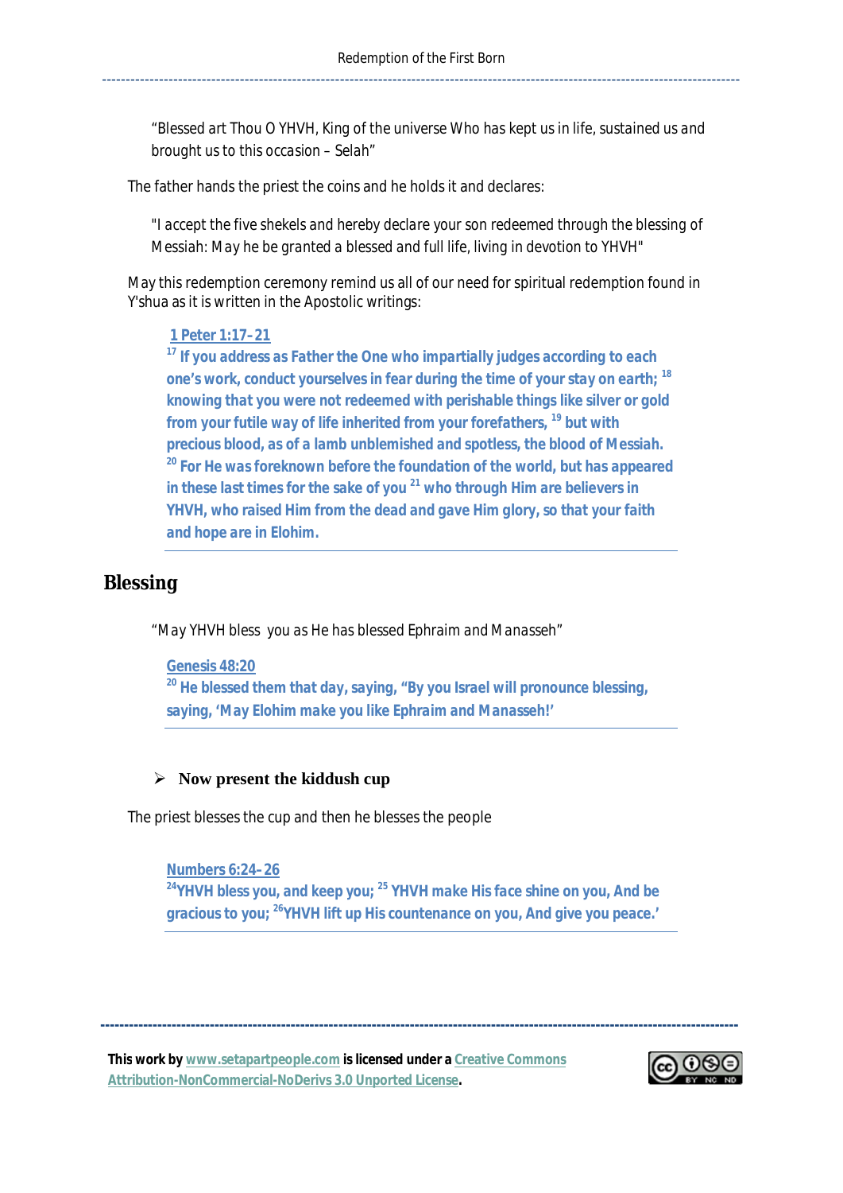"Blessed art Thou O YHVH, King of the universe Who has kept us in life, sustained us and brought us to this occasion – Selah"

The father hands the priest the coins and he holds it and declares:

"I accept the five shekels and hereby declare your son redeemed through the blessing of Messiah: May he be granted a blessed and full life, living in devotion to YHVH"

May this redemption ceremony remind us all of our need for spiritual redemption found in Y'shua as it is written in the Apostolic writings:

> **1 Peter 1:17–21**
> **[17] If you address as Father the One who impartially judges according to each one's work, conduct yourselves in fear during the time of your stay on earth; [18] knowing that you were not redeemed with perishable things like silver or gold from your futile way of life inherited from your forefathers, [19] but with precious blood, as of a lamb unblemished and spotless, the blood of Messiah. [20] For He was foreknown before the foundation of the world, but has appeared in these last times for the sake of you [21] who through Him are believers in YHVH, who raised Him from the dead and gave Him glory, so that your faith and hope are in Elohim.**

## Blessing

"May YHVH bless you as He has blessed Ephraim and Manasseh"

> **Genesis 48:20**
> **[20] He blessed them that day, saying, "By you Israel will pronounce blessing, saying, 'May Elohim make you like Ephraim and Manasseh!'**

- **Now present the kiddush cup**

The priest blesses the cup and then he blesses the people

> **Numbers 6:24–26**
> **[24]YHVH bless you, and keep you; [25] YHVH make His face shine on you, And be gracious to you; [26]YHVH lift up His countenance on you, And give you peace.'**

**This work by www.setapartpeople.com is licensed under a Creative Commons Attribution-NonCommercial-NoDerivs 3.0 Unported License.**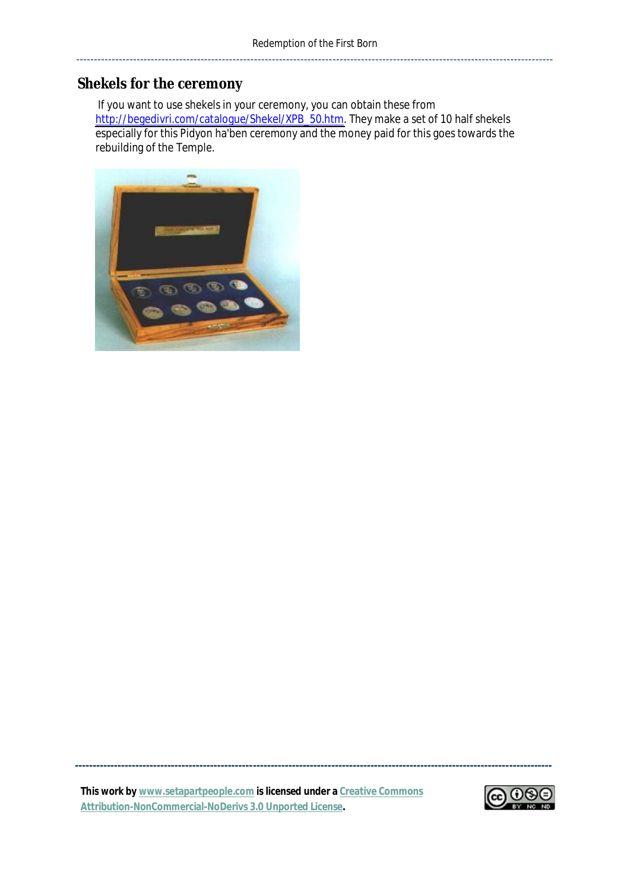## Shekels for the ceremony

If you want to use shekels in your ceremony, you can obtain these from http://begedivri.com/catalogue/Shekel/XPB_50.htm. They make a set of 10 half shekels especially for this Pidyon ha'ben ceremony and the money paid for this goes towards the rebuilding of the Temple.

**This work by www.setapartpeople.com is licensed under a Creative Commons Attribution-NonCommercial-NoDerivs 3.0 Unported License.**